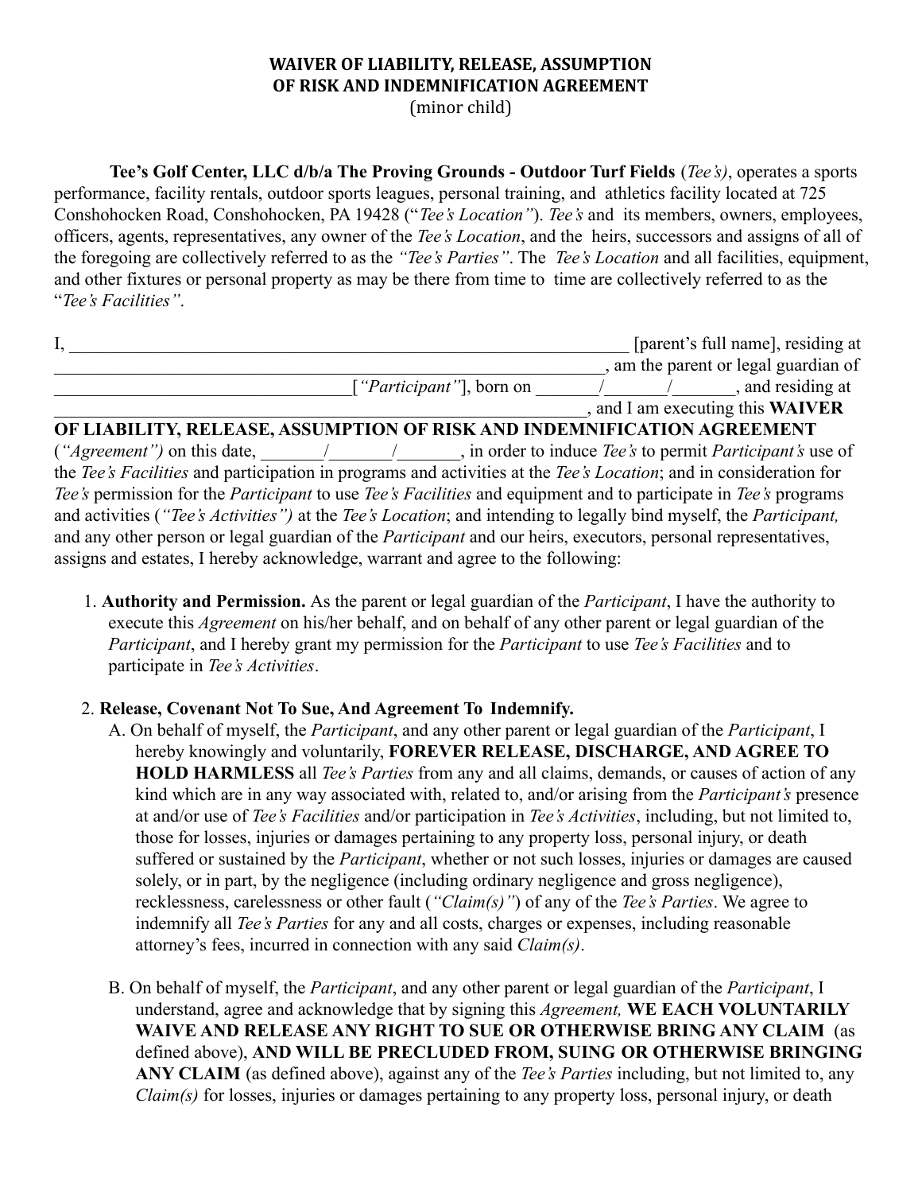# WAIVER OF LIABILITY, RELEASE, ASSUMPTION OF RISK AND INDEMNIFICATION AGREEMENT

(minor child)

**Tee's Golf Center, LLC d/b/a The Proving Grounds - Outdoor Turf Fields** (*Tee's)*, operates a sports performance, facility rentals, outdoor sports leagues, personal training, and athletics facility located at 725 Conshohocken Road, Conshohocken, PA 19428 ("*Tee's Location"*). *Tee's* and its members, owners, employees, officers, agents, representatives, any owner of the *Tee's Location*, and the heirs, successors and assigns of all of the foregoing are collectively referred to as the *"Tee's Parties"*. The *Tee's Location* and all facilities, equipment, and other fixtures or personal property as may be there from time to time are collectively referred to as the "*Tee's Facilities"*.

I, _________________________________________________________________ [parent's full name], residing at _________________________________________________________________, am the parent or legal guardian of _________________________________[*"Participant"*], born on _______/_______/_______, and residing at _________________________________________________________________, and I am executing this **WAIVER OF LIABILITY, RELEASE, ASSUMPTION OF RISK AND INDEMNIFICATION AGREEMENT** (*"Agreement")* on this date, _______/_______/_______, in order to induce *Tee's* to permit *Participant's* use of the *Tee's Facilities* and participation in programs and activities at the *Tee's Location*; and in consideration for *Tee's* permission for the *Participant* to use *Tee's Facilities* and equipment and to participate in *Tee's* programs and activities (*"Tee's Activities")* at the *Tee's Location*; and intending to legally bind myself, the *Participant,* and any other person or legal guardian of the *Participant* and our heirs, executors, personal representatives, assigns and estates, I hereby acknowledge, warrant and agree to the following:

1. **Authority and Permission.** As the parent or legal guardian of the *Participant*, I have the authority to execute this *Agreement* on his/her behalf, and on behalf of any other parent or legal guardian of the *Participant*, and I hereby grant my permission for the *Participant* to use *Tee's Facilities* and to participate in *Tee's Activities*.

2. **Release, Covenant Not To Sue, And Agreement To Indemnify.**

   A. On behalf of myself, the *Participant*, and any other parent or legal guardian of the *Participant*, I hereby knowingly and voluntarily, **FOREVER RELEASE, DISCHARGE, AND AGREE TO HOLD HARMLESS** all *Tee's Parties* from any and all claims, demands, or causes of action of any kind which are in any way associated with, related to, and/or arising from the *Participant's* presence at and/or use of *Tee's Facilities* and/or participation in *Tee's Activities*, including, but not limited to, those for losses, injuries or damages pertaining to any property loss, personal injury, or death suffered or sustained by the *Participant*, whether or not such losses, injuries or damages are caused solely, or in part, by the negligence (including ordinary negligence and gross negligence), recklessness, carelessness or other fault (*"Claim(s)"*) of any of the *Tee's Parties*. We agree to indemnify all *Tee's Parties* for any and all costs, charges or expenses, including reasonable attorney's fees, incurred in connection with any said *Claim(s)*.

   B. On behalf of myself, the *Participant*, and any other parent or legal guardian of the *Participant*, I understand, agree and acknowledge that by signing this *Agreement,* **WE EACH VOLUNTARILY WAIVE AND RELEASE ANY RIGHT TO SUE OR OTHERWISE BRING ANY CLAIM** (as defined above), **AND WILL BE PRECLUDED FROM, SUING OR OTHERWISE BRINGING ANY CLAIM** (as defined above), against any of the *Tee's Parties* including, but not limited to, any *Claim(s)* for losses, injuries or damages pertaining to any property loss, personal injury, or death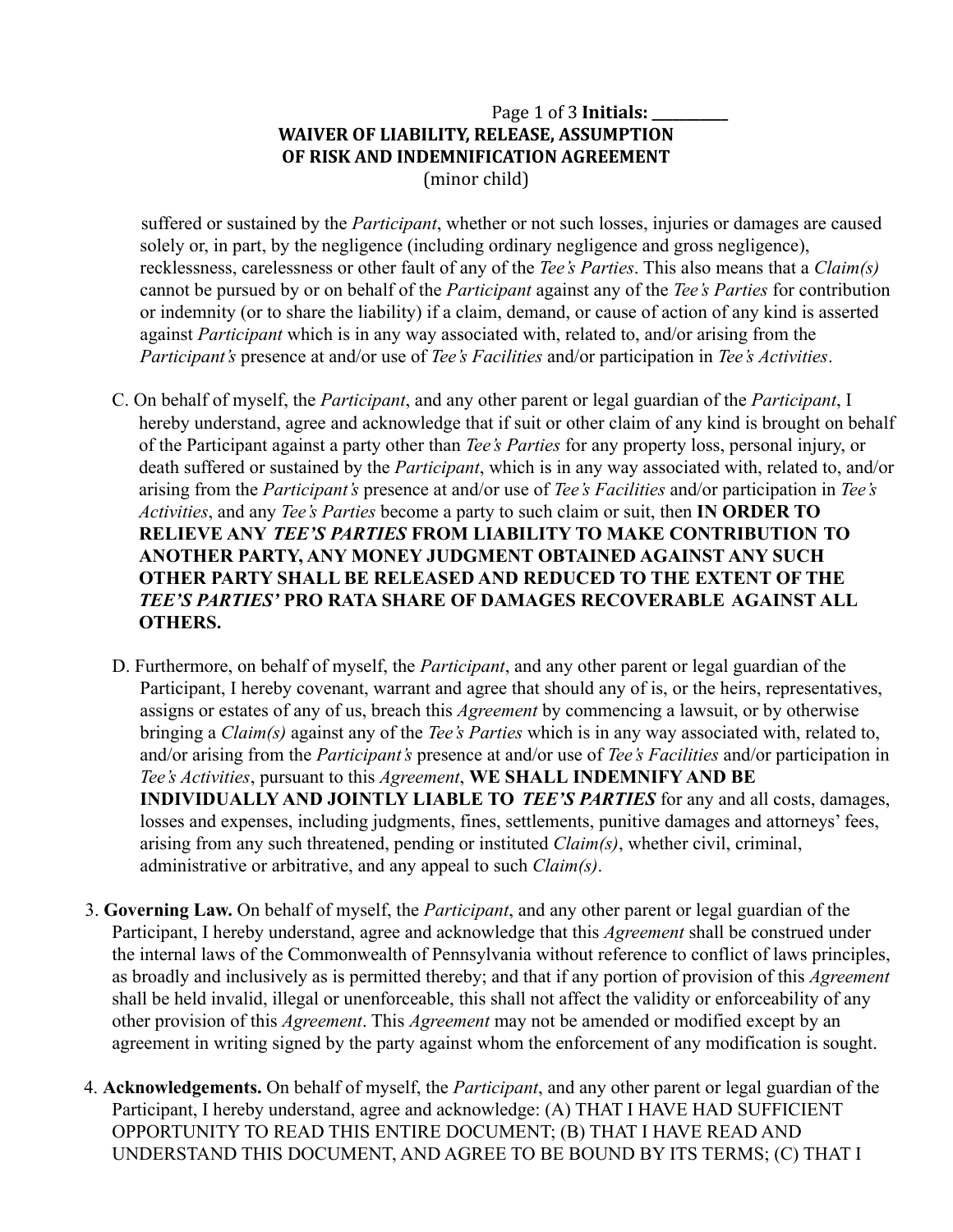suffered or sustained by the *Participant*, whether or not such losses, injuries or damages are caused solely or, in part, by the negligence (including ordinary negligence and gross negligence), recklessness, carelessness or other fault of any of the *Tee's Parties*. This also means that a *Claim(s)* cannot be pursued by or on behalf of the *Participant* against any of the *Tee's Parties* for contribution or indemnity (or to share the liability) if a claim, demand, or cause of action of any kind is asserted against *Participant* which is in any way associated with, related to, and/or arising from the *Participant's* presence at and/or use of *Tee's Facilities* and/or participation in *Tee's Activities*.

C. On behalf of myself, the *Participant*, and any other parent or legal guardian of the *Participant*, I hereby understand, agree and acknowledge that if suit or other claim of any kind is brought on behalf of the Participant against a party other than *Tee's Parties* for any property loss, personal injury, or death suffered or sustained by the *Participant*, which is in any way associated with, related to, and/or arising from the *Participant's* presence at and/or use of *Tee's Facilities* and/or participation in *Tee's Activities*, and any *Tee's Parties* become a party to such claim or suit, then **IN ORDER TO RELIEVE ANY *TEE'S PARTIES* FROM LIABILITY TO MAKE CONTRIBUTION TO ANOTHER PARTY, ANY MONEY JUDGMENT OBTAINED AGAINST ANY SUCH OTHER PARTY SHALL BE RELEASED AND REDUCED TO THE EXTENT OF THE *TEE'S PARTIES'* PRO RATA SHARE OF DAMAGES RECOVERABLE AGAINST ALL OTHERS.**

D. Furthermore, on behalf of myself, the *Participant*, and any other parent or legal guardian of the Participant, I hereby covenant, warrant and agree that should any of is, or the heirs, representatives, assigns or estates of any of us, breach this *Agreement* by commencing a lawsuit, or by otherwise bringing a *Claim(s)* against any of the *Tee's Parties* which is in any way associated with, related to, and/or arising from the *Participant's* presence at and/or use of *Tee's Facilities* and/or participation in *Tee's Activities*, pursuant to this *Agreement*, **WE SHALL INDEMNIFY AND BE INDIVIDUALLY AND JOINTLY LIABLE TO *TEE'S PARTIES*** for any and all costs, damages, losses and expenses, including judgments, fines, settlements, punitive damages and attorneys' fees, arising from any such threatened, pending or instituted *Claim(s)*, whether civil, criminal, administrative or arbitrative, and any appeal to such *Claim(s)*.

3. **Governing Law.** On behalf of myself, the *Participant*, and any other parent or legal guardian of the Participant, I hereby understand, agree and acknowledge that this *Agreement* shall be construed under the internal laws of the Commonwealth of Pennsylvania without reference to conflict of laws principles, as broadly and inclusively as is permitted thereby; and that if any portion of provision of this *Agreement* shall be held invalid, illegal or unenforceable, this shall not affect the validity or enforceability of any other provision of this *Agreement*. This *Agreement* may not be amended or modified except by an agreement in writing signed by the party against whom the enforcement of any modification is sought.

4. **Acknowledgements.** On behalf of myself, the *Participant*, and any other parent or legal guardian of the Participant, I hereby understand, agree and acknowledge: (A) THAT I HAVE HAD SUFFICIENT OPPORTUNITY TO READ THIS ENTIRE DOCUMENT; (B) THAT I HAVE READ AND UNDERSTAND THIS DOCUMENT, AND AGREE TO BE BOUND BY ITS TERMS; (C) THAT I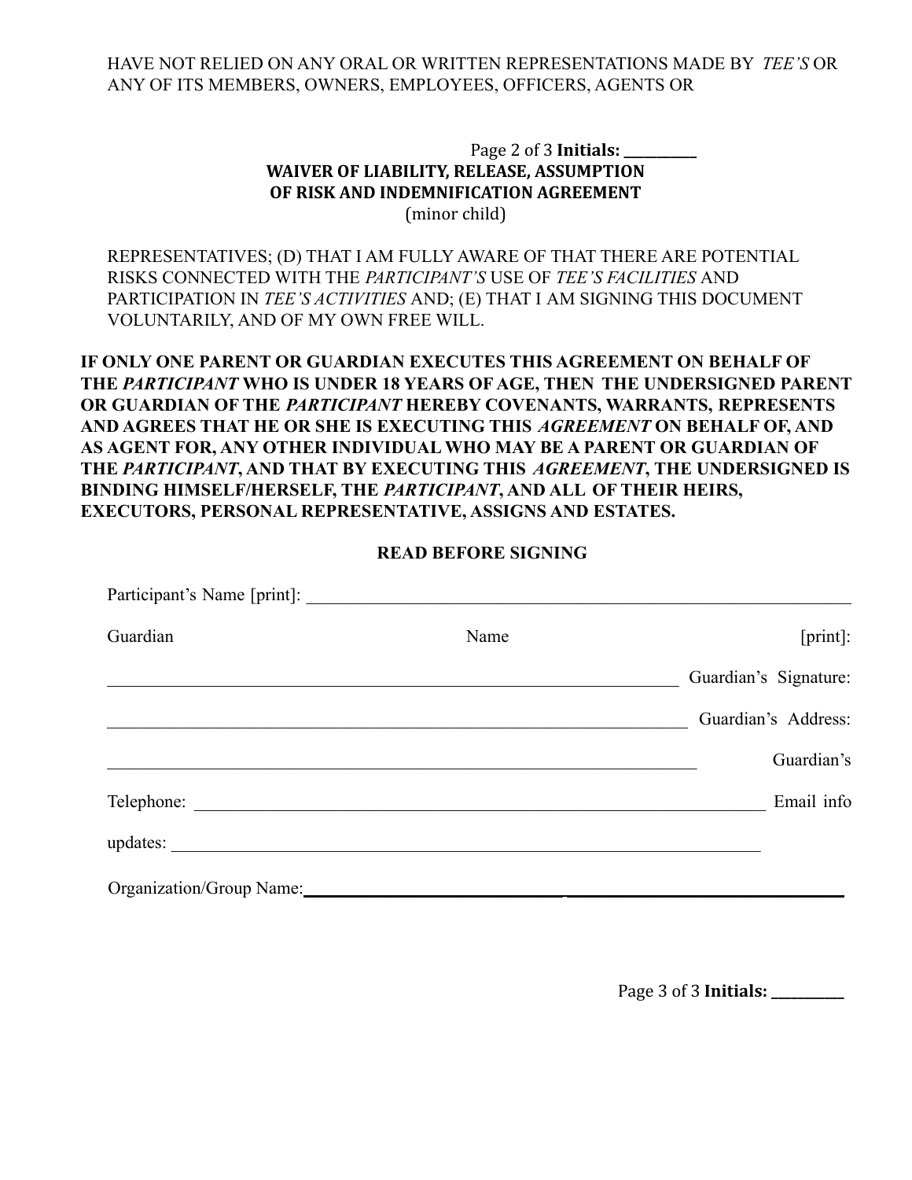HAVE NOT RELIED ON ANY ORAL OR WRITTEN REPRESENTATIONS MADE BY *TEE'S* OR ANY OF ITS MEMBERS, OWNERS, EMPLOYEES, OFFICERS, AGENTS OR

**WAIVER OF LIABILITY, RELEASE, ASSUMPTION OF RISK AND INDEMNIFICATION AGREEMENT**
(minor child)

REPRESENTATIVES; (D) THAT I AM FULLY AWARE OF THAT THERE ARE POTENTIAL RISKS CONNECTED WITH THE *PARTICIPANT'S* USE OF *TEE'S FACILITIES* AND PARTICIPATION IN *TEE'S ACTIVITIES* AND; (E) THAT I AM SIGNING THIS DOCUMENT VOLUNTARILY, AND OF MY OWN FREE WILL.

**IF ONLY ONE PARENT OR GUARDIAN EXECUTES THIS AGREEMENT ON BEHALF OF THE *PARTICIPANT* WHO IS UNDER 18 YEARS OF AGE, THEN THE UNDERSIGNED PARENT OR GUARDIAN OF THE *PARTICIPANT* HEREBY COVENANTS, WARRANTS, REPRESENTS AND AGREES THAT HE OR SHE IS EXECUTING THIS *AGREEMENT* ON BEHALF OF, AND AS AGENT FOR, ANY OTHER INDIVIDUAL WHO MAY BE A PARENT OR GUARDIAN OF THE *PARTICIPANT*, AND THAT BY EXECUTING THIS *AGREEMENT*, THE UNDERSIGNED IS BINDING HIMSELF/HERSELF, THE *PARTICIPANT*, AND ALL OF THEIR HEIRS, EXECUTORS, PERSONAL REPRESENTATIVE, ASSIGNS AND ESTATES.**

**READ BEFORE SIGNING**

Participant's Name [print]: ______________________________________________

Guardian Name [print]: ______________________________________________

Guardian's Signature: ______________________________________________

Guardian's Address: ______________________________________________

Guardian's Telephone: ______________________________________________

Email info updates: ______________________________________________

Organization/Group Name: ______________________________________________

Initials: __________